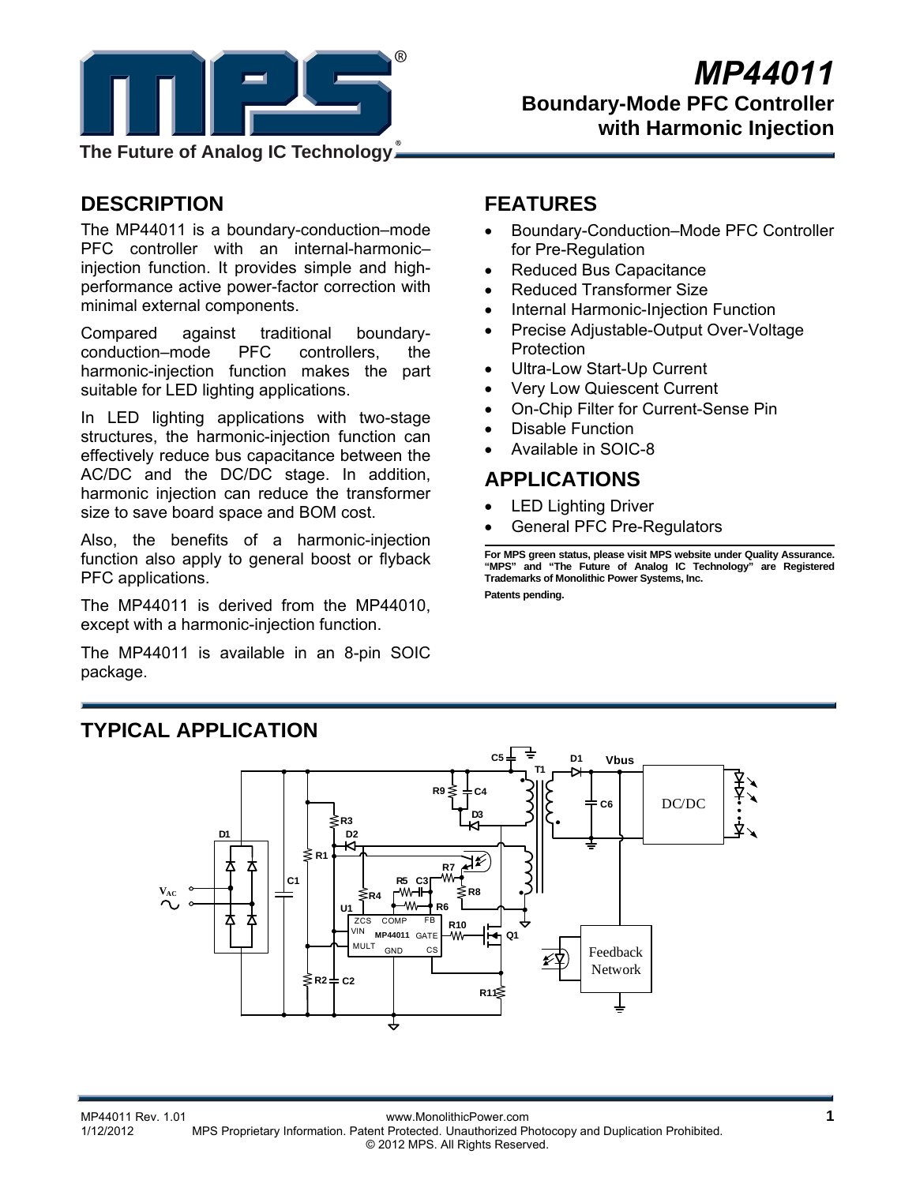# MP44011

## Boundary-Mode PFC Controller with Harmonic Injection

The Future of Analog IC Technology®

## DESCRIPTION

The MP44011 is a boundary-conduction–mode PFC controller with an internal-harmonic–injection function. It provides simple and high-performance active power-factor correction with minimal external components.

Compared against traditional boundary-conduction–mode PFC controllers, the harmonic-injection function makes the part suitable for LED lighting applications.

In LED lighting applications with two-stage structures, the harmonic-injection function can effectively reduce bus capacitance between the AC/DC and the DC/DC stage. In addition, harmonic injection can reduce the transformer size to save board space and BOM cost.

Also, the benefits of a harmonic-injection function also apply to general boost or flyback PFC applications.

The MP44011 is derived from the MP44010, except with a harmonic-injection function.

The MP44011 is available in an 8-pin SOIC package.

## FEATURES

- Boundary-Conduction–Mode PFC Controller for Pre-Regulation
- Reduced Bus Capacitance
- Reduced Transformer Size
- Internal Harmonic-Injection Function
- Precise Adjustable-Output Over-Voltage Protection
- Ultra-Low Start-Up Current
- Very Low Quiescent Current
- On-Chip Filter for Current-Sense Pin
- Disable Function
- Available in SOIC-8

## APPLICATIONS

- LED Lighting Driver
- General PFC Pre-Regulators

**For MPS green status, please visit MPS website under Quality Assurance. "MPS" and "The Future of Analog IC Technology" are Registered Trademarks of Monolithic Power Systems, Inc.**

**Patents pending.**

## TYPICAL APPLICATION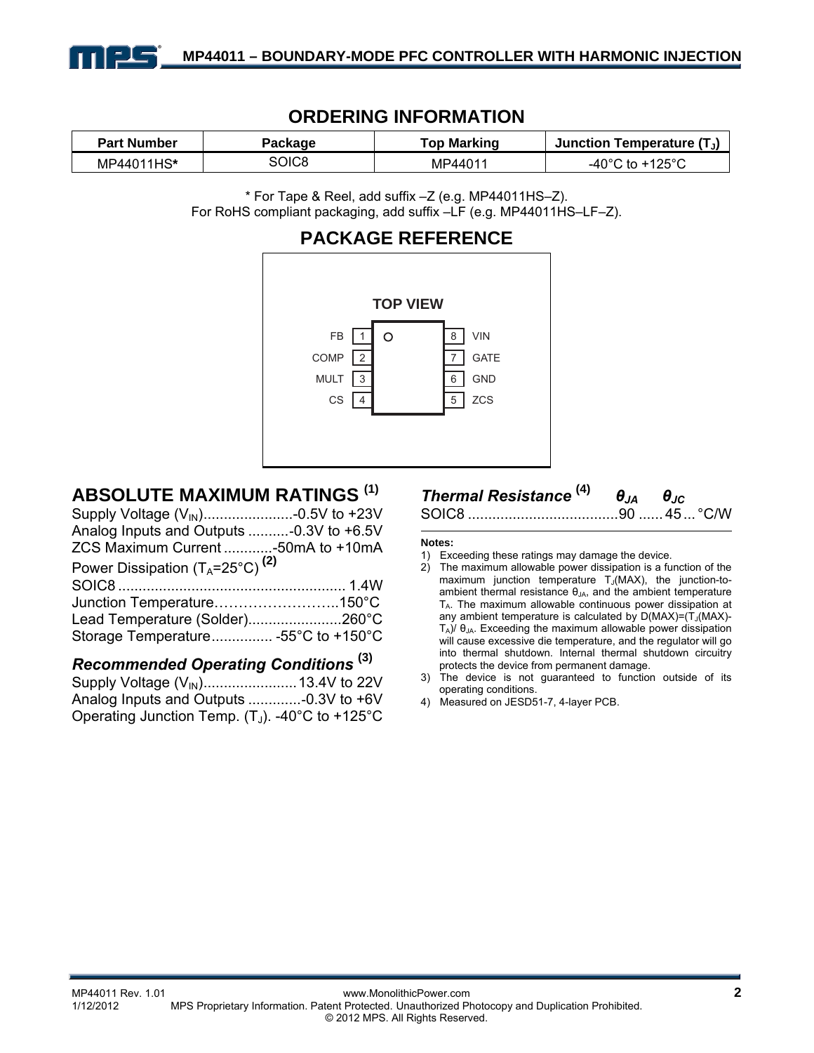## ORDERING INFORMATION

| Part Number | Package | Top Marking | Junction Temperature ($T_J$) |
|---|---|---|---|
| MP44011HS* | SOIC8 | MP44011 | -40°C to +125°C |

\* For Tape & Reel, add suffix –Z (e.g. MP44011HS–Z).
For RoHS compliant packaging, add suffix –LF (e.g. MP44011HS–LF–Z).

## PACKAGE REFERENCE

TOP VIEW

| Pin | Name | Pin | Name |
|---|---|---|---|
| 1 | FB | 8 | VIN |
| 2 | COMP | 7 | GATE |
| 3 | MULT | 6 | GND |
| 4 | CS | 5 | ZCS |

## ABSOLUTE MAXIMUM RATINGS [1]

Supply Voltage ($V_{IN}$)......................-0.5V to +23V
Analog Inputs and Outputs ..........-0.3V to +6.5V
ZCS Maximum Current ............-50mA to +10mA
Power Dissipation ($T_A$=25°C) [2]
SOIC8 ........................................................ 1.4W
Junction Temperature……………………..150°C
Lead Temperature (Solder).......................260°C
Storage Temperature............... -55°C to +150°C

### *Recommended Operating Conditions* [3]

Supply Voltage ($V_{IN}$).......................13.4V to 22V
Analog Inputs and Outputs .............-0.3V to +6V
Operating Junction Temp. ($T_J$). -40°C to +125°C

### *Thermal Resistance* [4] $\theta_{JA}$ $\theta_{JC}$

SOIC8 .....................................90 ...... 45 ... °C/W

**Notes:**

1) Exceeding these ratings may damage the device.
2) The maximum allowable power dissipation is a function of the maximum junction temperature $T_J$(MAX), the junction-to-ambient thermal resistance $\theta_{JA}$, and the ambient temperature $T_A$. The maximum allowable continuous power dissipation at any ambient temperature is calculated by D(MAX)=($T_J$(MAX)-$T_A$)/ $\theta_{JA}$. Exceeding the maximum allowable power dissipation will cause excessive die temperature, and the regulator will go into thermal shutdown. Internal thermal shutdown circuitry protects the device from permanent damage.
3) The device is not guaranteed to function outside of its operating conditions.
4) Measured on JESD51-7, 4-layer PCB.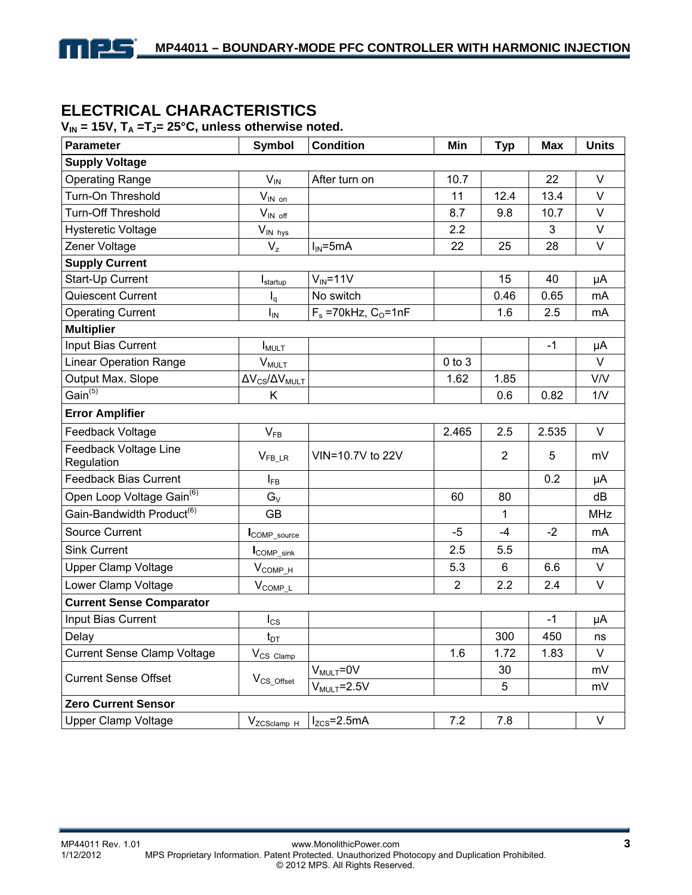## ELECTRICAL CHARACTERISTICS

**$V_{IN}$ = 15V, $T_A$ =$T_J$= 25°C, unless otherwise noted.**

| Parameter | Symbol | Condition | Min | Typ | Max | Units |
|---|---|---|---|---|---|---|
| **Supply Voltage** | | | | | | |
| Operating Range | $V_{IN}$ | After turn on | 10.7 | | 22 | V |
| Turn-On Threshold | $V_{IN\_on}$ | | 11 | 12.4 | 13.4 | V |
| Turn-Off Threshold | $V_{IN\_off}$ | | 8.7 | 9.8 | 10.7 | V |
| Hysteretic Voltage | $V_{IN\_hys}$ | | 2.2 | | 3 | V |
| Zener Voltage | $V_z$ | $I_{IN}$=5mA | 22 | 25 | 28 | V |
| **Supply Current** | | | | | | |
| Start-Up Current | $I_{startup}$ | $V_{IN}$=11V | | 15 | 40 | μA |
| Quiescent Current | $I_q$ | No switch | | 0.46 | 0.65 | mA |
| Operating Current | $I_{IN}$ | $F_s$ =70kHz, $C_O$=1nF | | 1.6 | 2.5 | mA |
| **Multiplier** | | | | | | |
| Input Bias Current | $I_{MULT}$ | | | | -1 | μA |
| Linear Operation Range | $V_{MULT}$ | | 0 to 3 | | | V |
| Output Max. Slope | $\Delta V_{CS}/\Delta V_{MULT}$ | | 1.62 | 1.85 | | V/V |
| Gain(5) | K | | | 0.6 | 0.82 | 1/V |
| **Error Amplifier** | | | | | | |
| Feedback Voltage | $V_{FB}$ | | 2.465 | 2.5 | 2.535 | V |
| Feedback Voltage Line Regulation | $V_{FB\_LR}$ | VIN=10.7V to 22V | | 2 | 5 | mV |
| Feedback Bias Current | $I_{FB}$ | | | | 0.2 | μA |
| Open Loop Voltage Gain(6) | $G_V$ | | 60 | 80 | | dB |
| Gain-Bandwidth Product(6) | GB | | | 1 | | MHz |
| Source Current | $I_{COMP\_source}$ | | -5 | -4 | -2 | mA |
| Sink Current | $I_{COMP\_sink}$ | | 2.5 | 5.5 | | mA |
| Upper Clamp Voltage | $V_{COMP\_H}$ | | 5.3 | 6 | 6.6 | V |
| Lower Clamp Voltage | $V_{COMP\_L}$ | | 2 | 2.2 | 2.4 | V |
| **Current Sense Comparator** | | | | | | |
| Input Bias Current | $I_{CS}$ | | | | -1 | μA |
| Delay | $t_{DT}$ | | | 300 | 450 | ns |
| Current Sense Clamp Voltage | $V_{CS\_Clamp}$ | | 1.6 | 1.72 | 1.83 | V |
| Current Sense Offset | $V_{CS\_Offset}$ | $V_{MULT}$=0V | | 30 | | mV |
| | | $V_{MULT}$=2.5V | | 5 | | mV |
| **Zero Current Sensor** | | | | | | |
| Upper Clamp Voltage | $V_{ZCSclamp\_H}$ | $I_{ZCS}$=2.5mA | 7.2 | 7.8 | | V |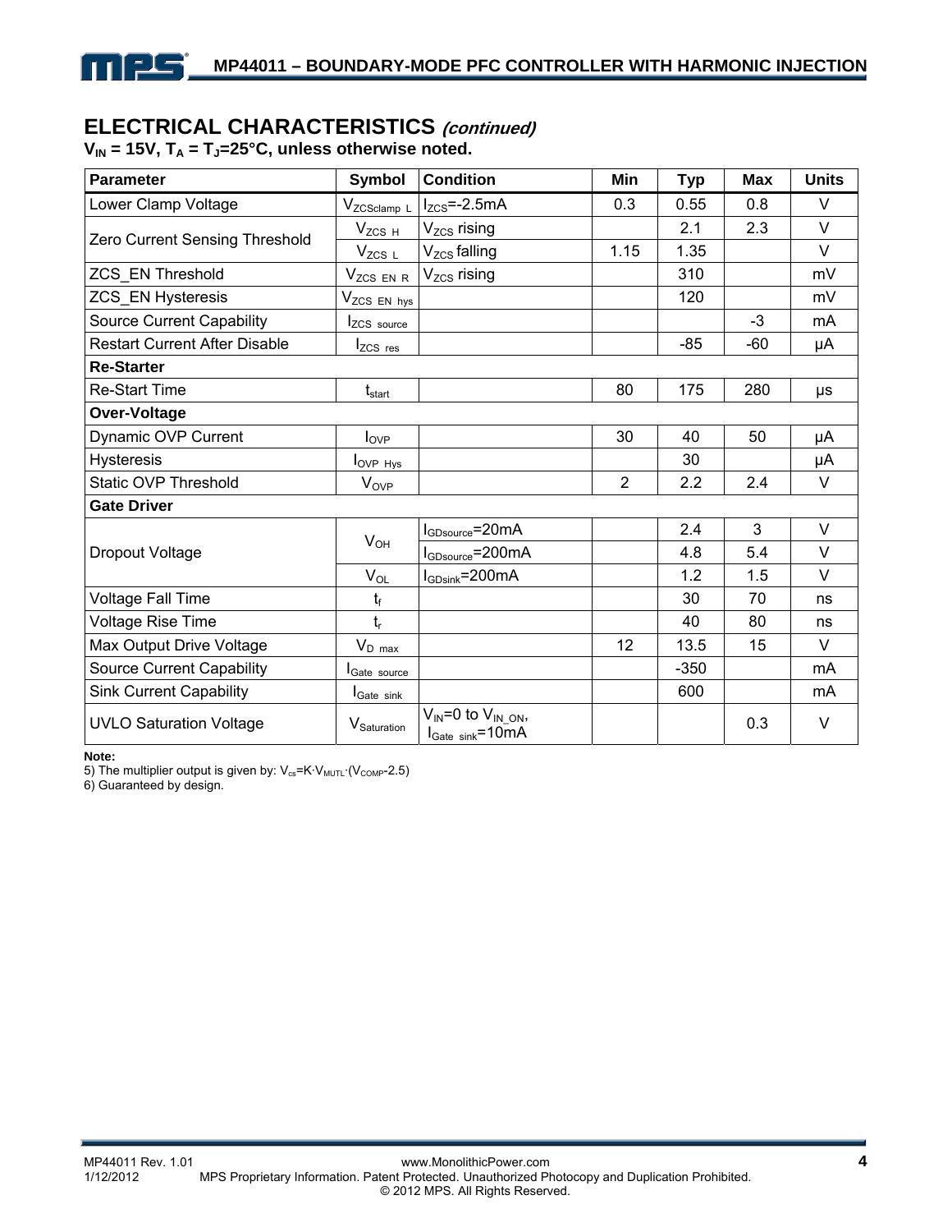## ELECTRICAL CHARACTERISTICS *(continued)*

**$V_{IN}$ = 15V, $T_A$ = $T_J$=25°C, unless otherwise noted.**

| Parameter | Symbol | Condition | Min | Typ | Max | Units |
|---|---|---|---|---|---|---|
| Lower Clamp Voltage | $V_{ZCSclamp\_L}$ | $I_{ZCS}$=-2.5mA | 0.3 | 0.55 | 0.8 | V |
| Zero Current Sensing Threshold | $V_{ZCS\_H}$ | $V_{ZCS}$ rising | | 2.1 | 2.3 | V |
| | $V_{ZCS\_L}$ | $V_{ZCS}$ falling | 1.15 | 1.35 | | V |
| ZCS_EN Threshold | $V_{ZCS\_EN\_R}$ | $V_{ZCS}$ rising | | 310 | | mV |
| ZCS_EN Hysteresis | $V_{ZCS\_EN\_hys}$ | | | 120 | | mV |
| Source Current Capability | $I_{ZCS\_source}$ | | | | -3 | mA |
| Restart Current After Disable | $I_{ZCS\_res}$ | | | -85 | -60 | μA |
| **Re-Starter** | | | | | | |
| Re-Start Time | $t_{start}$ | | 80 | 175 | 280 | μs |
| **Over-Voltage** | | | | | | |
| Dynamic OVP Current | $I_{OVP}$ | | 30 | 40 | 50 | μA |
| Hysteresis | $I_{OVP\_Hys}$ | | | 30 | | μA |
| Static OVP Threshold | $V_{OVP}$ | | 2 | 2.2 | 2.4 | V |
| **Gate Driver** | | | | | | |
| Dropout Voltage | $V_{OH}$ | $I_{GDsource}$=20mA | | 2.4 | 3 | V |
| | | $I_{GDsource}$=200mA | | 4.8 | 5.4 | V |
| | $V_{OL}$ | $I_{GDsink}$=200mA | | 1.2 | 1.5 | V |
| Voltage Fall Time | $t_f$ | | | 30 | 70 | ns |
| Voltage Rise Time | $t_r$ | | | 40 | 80 | ns |
| Max Output Drive Voltage | $V_{D\_max}$ | | 12 | 13.5 | 15 | V |
| Source Current Capability | $I_{Gate\_source}$ | | | -350 | | mA |
| Sink Current Capability | $I_{Gate\_sink}$ | | | 600 | | mA |
| UVLO Saturation Voltage | $V_{Saturation}$ | $V_{IN}$=0 to $V_{IN\_ON}$, $I_{Gate\_sink}$=10mA | | | 0.3 | V |

**Note:**

5) The multiplier output is given by: $V_{cs}=K \cdot V_{MUTL} \cdot (V_{COMP}-2.5)$

6) Guaranteed by design.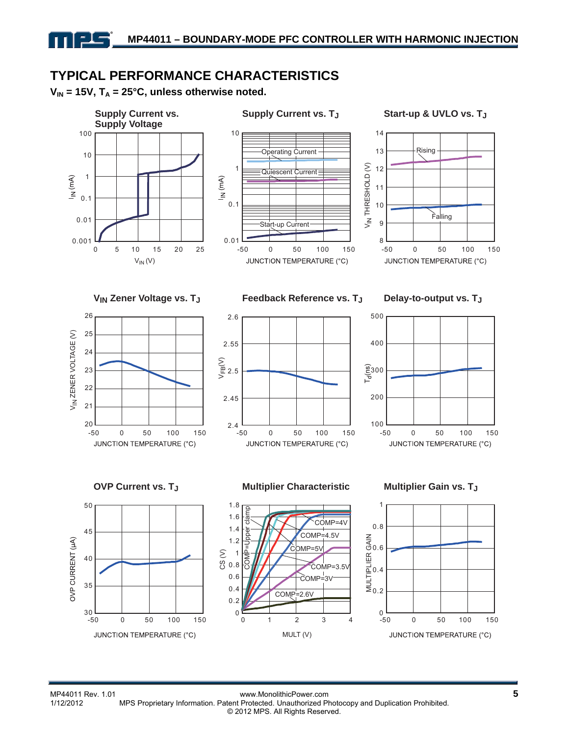## TYPICAL PERFORMANCE CHARACTERISTICS

$V_{IN}$ = 15V, $T_A$ = 25°C, unless otherwise noted.

**Supply Current vs. Supply Voltage**

**Supply Current vs. $T_J$**

**Start-up & UVLO vs. $T_J$**

**$V_{IN}$ Zener Voltage vs. $T_J$**

**Feedback Reference vs. $T_J$**

**Delay-to-output vs. $T_J$**

**OVP Current vs. $T_J$**

**Multiplier Characteristic**

**Multiplier Gain vs. $T_J$**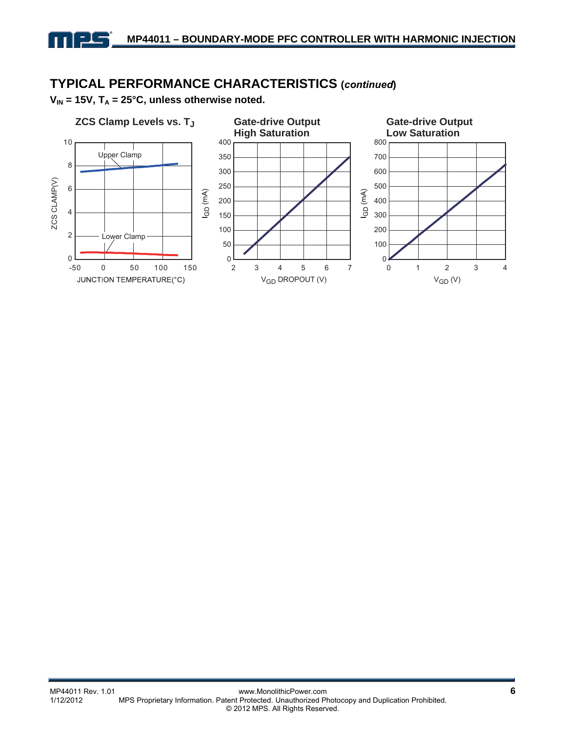## TYPICAL PERFORMANCE CHARACTERISTICS (*continued*)

**$V_{IN}$ = 15V, $T_A$ = 25°C, unless otherwise noted.**

**ZCS Clamp Levels vs. $T_J$**

**Gate-drive Output High Saturation**

**Gate-drive Output Low Saturation**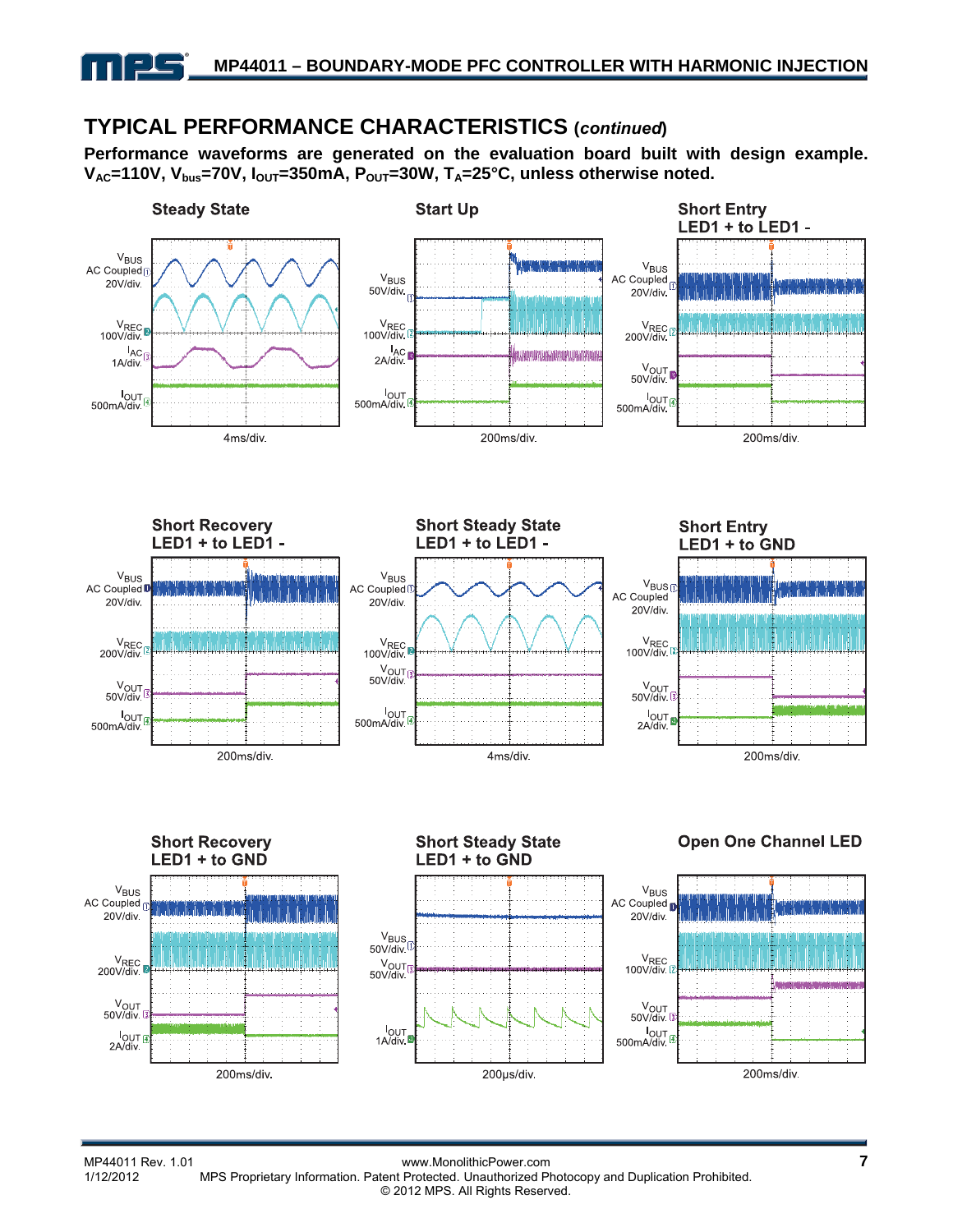## TYPICAL PERFORMANCE CHARACTERISTICS (*continued*)

**Performance waveforms are generated on the evaluation board built with design example. $V_{AC}$=110V, $V_{bus}$=70V, $I_{OUT}$=350mA, $P_{OUT}$=30W, $T_A$=25°C, unless otherwise noted.**

**Steady State**

$V_{BUS}$ AC Coupled 20V/div.
$V_{REC}$ 100V/div.
$I_{AC}$ 1A/div.
$I_{OUT}$ 500mA/div.
4ms/div.

**Start Up**

$V_{BUS}$ 50V/div.
$V_{REC}$ 100V/div.
$I_{AC}$ 2A/div.
$I_{OUT}$ 500mA/div.
200ms/div.

**Short Entry LED1 + to LED1 -**

$V_{BUS}$ AC Coupled 20V/div.
$V_{REC}$ 200V/div.
$V_{OUT}$ 50V/div.
$I_{OUT}$ 500mA/div.
200ms/div.

**Short Recovery LED1 + to LED1 -**

$V_{BUS}$ AC Coupled 20V/div.
$V_{REC}$ 200V/div.
$V_{OUT}$ 50V/div.
$I_{OUT}$ 500mA/div.
200ms/div.

**Short Steady State LED1 + to LED1 -**

$V_{BUS}$ AC Coupled 20V/div.
$V_{REC}$ 100V/div.
$V_{OUT}$ 50V/div.
$I_{OUT}$ 500mA/div.
4ms/div.

**Short Entry LED1 + to GND**

$V_{BUS}$ AC Coupled 20V/div.
$V_{REC}$ 100V/div.
$V_{OUT}$ 50V/div.
$I_{OUT}$ 2A/div.
200ms/div.

**Short Recovery LED1 + to GND**

$V_{BUS}$ AC Coupled 20V/div.
$V_{REC}$ 200V/div.
$V_{OUT}$ 50V/div.
$I_{OUT}$ 2A/div.
200ms/div.

**Short Steady State LED1 + to GND**

$V_{BUS}$ 50V/div.
$V_{OUT}$ 50V/div.
$I_{OUT}$ 1A/div.
200µs/div.

**Open One Channel LED**

$V_{BUS}$ AC Coupled 20V/div.
$V_{REC}$ 100V/div.
$V_{OUT}$ 50V/div.
$I_{OUT}$ 500mA/div.
200ms/div.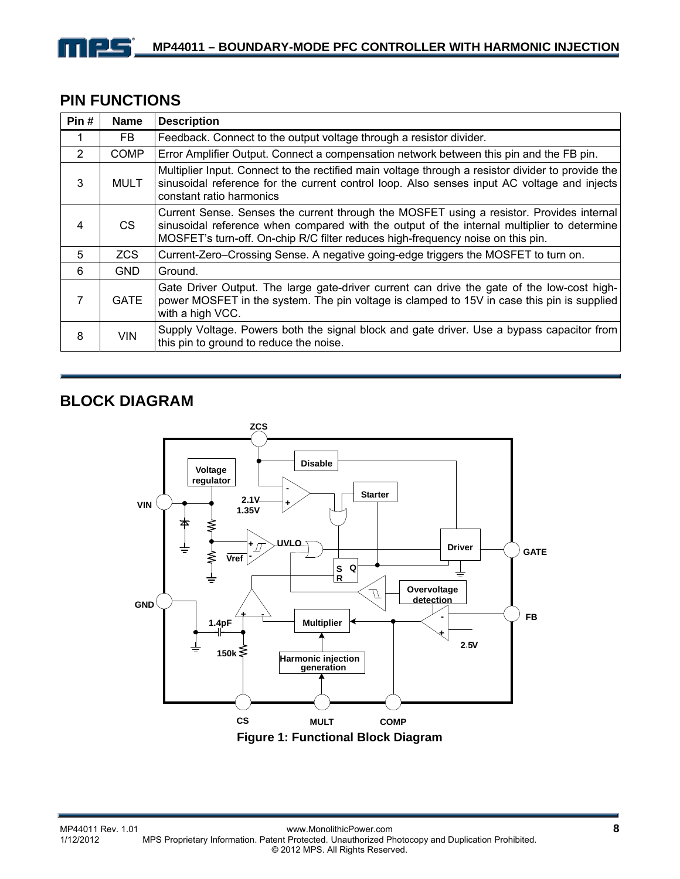## PIN FUNCTIONS

| Pin # | Name | Description |
|---|---|---|
| 1 | FB | Feedback. Connect to the output voltage through a resistor divider. |
| 2 | COMP | Error Amplifier Output. Connect a compensation network between this pin and the FB pin. |
| 3 | MULT | Multiplier Input. Connect to the rectified main voltage through a resistor divider to provide the sinusoidal reference for the current control loop. Also senses input AC voltage and injects constant ratio harmonics |
| 4 | CS | Current Sense. Senses the current through the MOSFET using a resistor. Provides internal sinusoidal reference when compared with the output of the internal multiplier to determine MOSFET's turn-off. On-chip R/C filter reduces high-frequency noise on this pin. |
| 5 | ZCS | Current-Zero–Crossing Sense. A negative going-edge triggers the MOSFET to turn on. |
| 6 | GND | Ground. |
| 7 | GATE | Gate Driver Output. The large gate-driver current can drive the gate of the low-cost high-power MOSFET in the system. The pin voltage is clamped to 15V in case this pin is supplied with a high VCC. |
| 8 | VIN | Supply Voltage. Powers both the signal block and gate driver. Use a bypass capacitor from this pin to ground to reduce the noise. |

## BLOCK DIAGRAM

Figure 1: Functional Block Diagram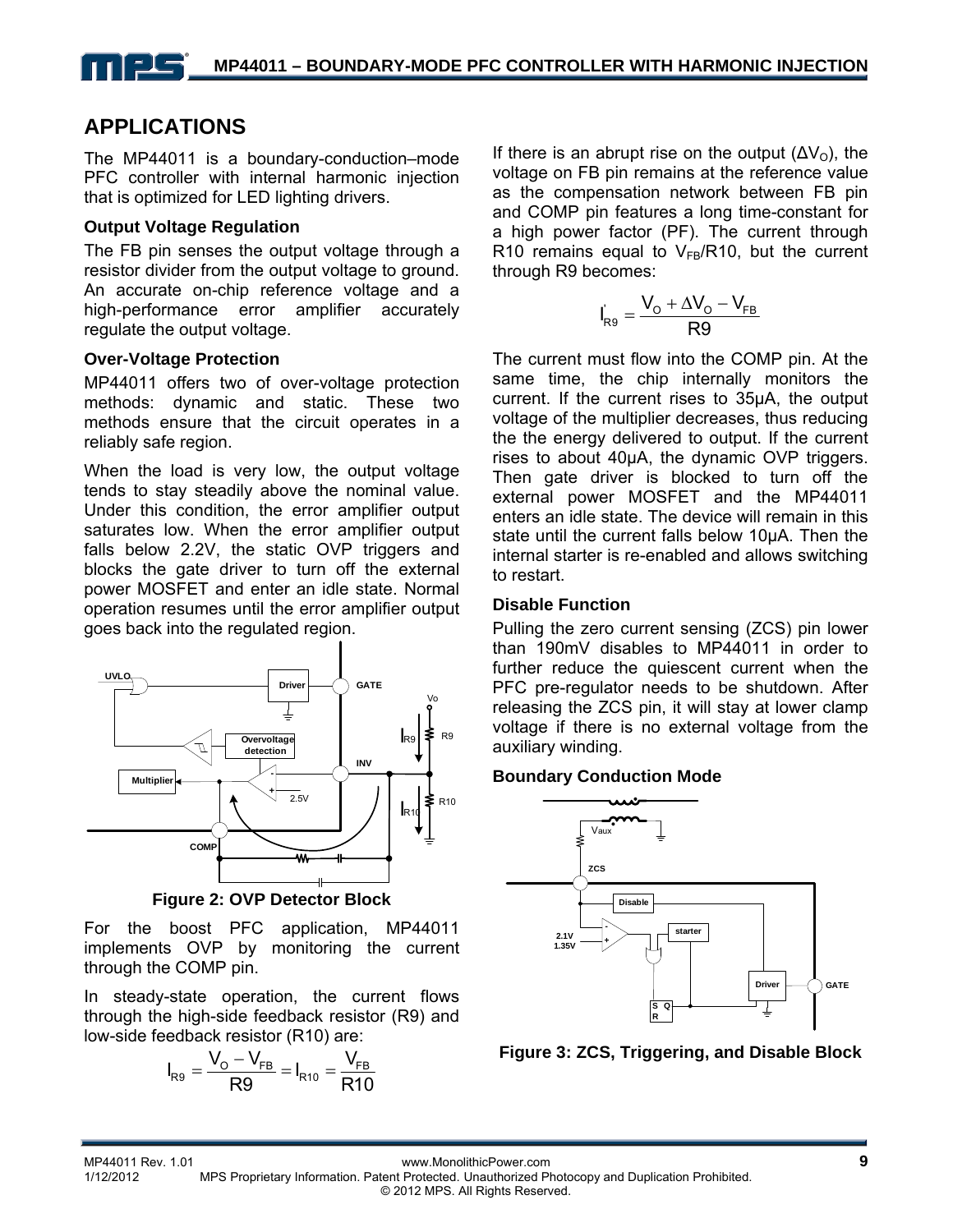## APPLICATIONS

The MP44011 is a boundary-conduction–mode PFC controller with internal harmonic injection that is optimized for LED lighting drivers.

### Output Voltage Regulation

The FB pin senses the output voltage through a resistor divider from the output voltage to ground. An accurate on-chip reference voltage and a high-performance error amplifier accurately regulate the output voltage.

### Over-Voltage Protection

MP44011 offers two of over-voltage protection methods: dynamic and static. These two methods ensure that the circuit operates in a reliably safe region.

When the load is very low, the output voltage tends to stay steadily above the nominal value. Under this condition, the error amplifier output saturates low. When the error amplifier output falls below 2.2V, the static OVP triggers and blocks the gate driver to turn off the external power MOSFET and enter an idle state. Normal operation resumes until the error amplifier output goes back into the regulated region.

**Figure 2: OVP Detector Block**

For the boost PFC application, MP44011 implements OVP by monitoring the current through the COMP pin.

In steady-state operation, the current flows through the high-side feedback resistor (R9) and low-side feedback resistor (R10) are:

$$I_{R9} = \frac{V_O - V_{FB}}{R9} = I_{R10} = \frac{V_{FB}}{R10}$$

If there is an abrupt rise on the output ($\Delta V_O$), the voltage on FB pin remains at the reference value as the compensation network between FB pin and COMP pin features a long time-constant for a high power factor (PF). The current through R10 remains equal to $V_{FB}/R10$, but the current through R9 becomes:

$$I'_{R9} = \frac{V_O + \Delta V_O - V_{FB}}{R9}$$

The current must flow into the COMP pin. At the same time, the chip internally monitors the current. If the current rises to 35μA, the output voltage of the multiplier decreases, thus reducing the the energy delivered to output. If the current rises to about 40μA, the dynamic OVP triggers. Then gate driver is blocked to turn off the external power MOSFET and the MP44011 enters an idle state. The device will remain in this state until the current falls below 10μA. Then the internal starter is re-enabled and allows switching to restart.

### Disable Function

Pulling the zero current sensing (ZCS) pin lower than 190mV disables to MP44011 in order to further reduce the quiescent current when the PFC pre-regulator needs to be shutdown. After releasing the ZCS pin, it will stay at lower clamp voltage if there is no external voltage from the auxiliary winding.

### Boundary Conduction Mode

**Figure 3: ZCS, Triggering, and Disable Block**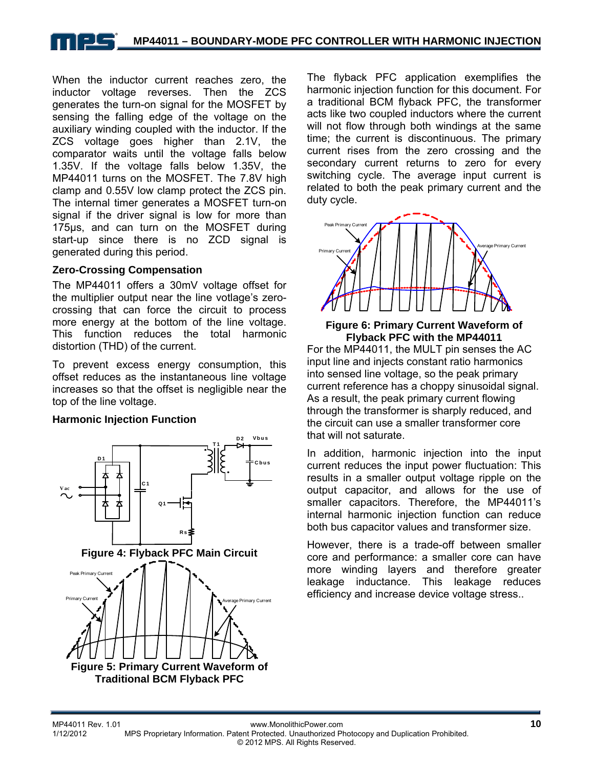When the inductor current reaches zero, the inductor voltage reverses. Then the ZCS generates the turn-on signal for the MOSFET by sensing the falling edge of the voltage on the auxiliary winding coupled with the inductor. If the ZCS voltage goes higher than 2.1V, the comparator waits until the voltage falls below 1.35V. If the voltage falls below 1.35V, the MP44011 turns on the MOSFET. The 7.8V high clamp and 0.55V low clamp protect the ZCS pin. The internal timer generates a MOSFET turn-on signal if the driver signal is low for more than 175µs, and can turn on the MOSFET during start-up since there is no ZCD signal is generated during this period.

### Zero-Crossing Compensation

The MP44011 offers a 30mV voltage offset for the multiplier output near the line votlage's zero-crossing that can force the circuit to process more energy at the bottom of the line voltage. This function reduces the total harmonic distortion (THD) of the current.

To prevent excess energy consumption, this offset reduces as the instantaneous line voltage increases so that the offset is negligible near the top of the line voltage.

### Harmonic Injection Function

**Figure 4: Flyback PFC Main Circuit**

**Figure 5: Primary Current Waveform of Traditional BCM Flyback PFC**

The flyback PFC application exemplifies the harmonic injection function for this document. For a traditional BCM flyback PFC, the transformer acts like two coupled inductors where the current will not flow through both windings at the same time; the current is discontinuous. The primary current rises from the zero crossing and the secondary current returns to zero for every switching cycle. The average input current is related to both the peak primary current and the duty cycle.

**Figure 6: Primary Current Waveform of Flyback PFC with the MP44011**

For the MP44011, the MULT pin senses the AC input line and injects constant ratio harmonics into sensed line voltage, so the peak primary current reference has a choppy sinusoidal signal. As a result, the peak primary current flowing through the transformer is sharply reduced, and the circuit can use a smaller transformer core that will not saturate.

In addition, harmonic injection into the input current reduces the input power fluctuation: This results in a smaller output voltage ripple on the output capacitor, and allows for the use of smaller capacitors. Therefore, the MP44011's internal harmonic injection function can reduce both bus capacitor values and transformer size.

However, there is a trade-off between smaller core and performance: a smaller core can have more winding layers and therefore greater leakage inductance. This leakage reduces efficiency and increase device voltage stress..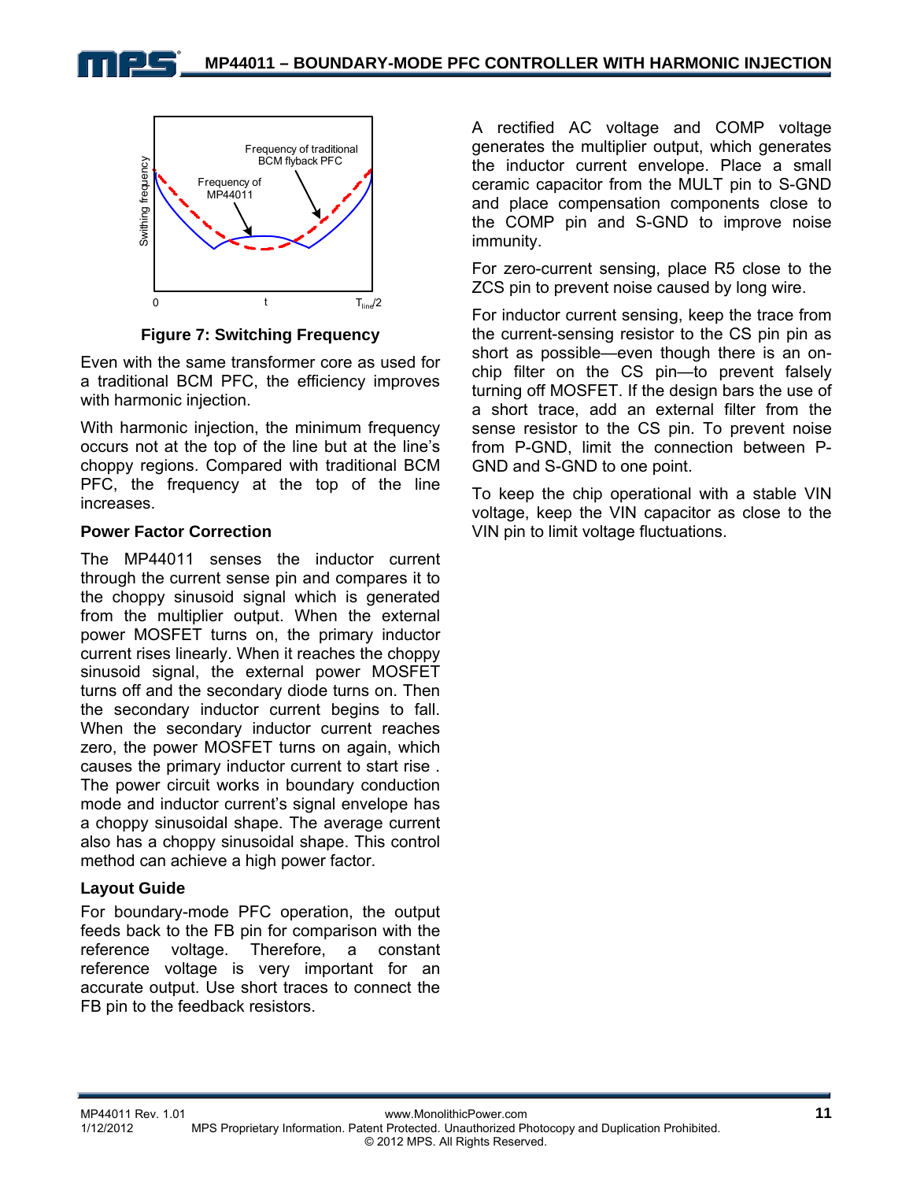Figure 7: Switching Frequency

Even with the same transformer core as used for a traditional BCM PFC, the efficiency improves with harmonic injection.

With harmonic injection, the minimum frequency occurs not at the top of the line but at the line's choppy regions. Compared with traditional BCM PFC, the frequency at the top of the line increases.

### Power Factor Correction

The MP44011 senses the inductor current through the current sense pin and compares it to the choppy sinusoid signal which is generated from the multiplier output. When the external power MOSFET turns on, the primary inductor current rises linearly. When it reaches the choppy sinusoid signal, the external power MOSFET turns off and the secondary diode turns on. Then the secondary inductor current begins to fall. When the secondary inductor current reaches zero, the power MOSFET turns on again, which causes the primary inductor current to start rise . The power circuit works in boundary conduction mode and inductor current's signal envelope has a choppy sinusoidal shape. The average current also has a choppy sinusoidal shape. This control method can achieve a high power factor.

### Layout Guide

For boundary-mode PFC operation, the output feeds back to the FB pin for comparison with the reference voltage. Therefore, a constant reference voltage is very important for an accurate output. Use short traces to connect the FB pin to the feedback resistors.

A rectified AC voltage and COMP voltage generates the multiplier output, which generates the inductor current envelope. Place a small ceramic capacitor from the MULT pin to S-GND and place compensation components close to the COMP pin and S-GND to improve noise immunity.

For zero-current sensing, place R5 close to the ZCS pin to prevent noise caused by long wire.

For inductor current sensing, keep the trace from the current-sensing resistor to the CS pin pin as short as possible—even though there is an on-chip filter on the CS pin—to prevent falsely turning off MOSFET. If the design bars the use of a short trace, add an external filter from the sense resistor to the CS pin. To prevent noise from P-GND, limit the connection between P-GND and S-GND to one point.

To keep the chip operational with a stable VIN voltage, keep the VIN capacitor as close to the VIN pin to limit voltage fluctuations.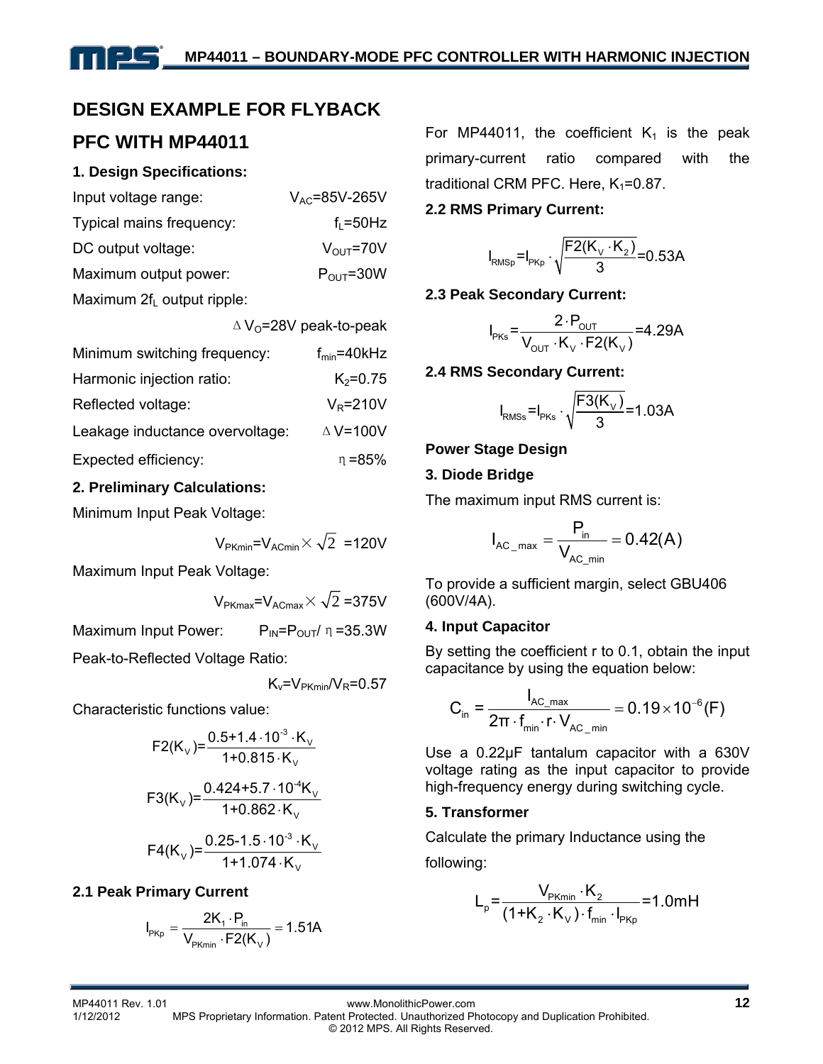## DESIGN EXAMPLE FOR FLYBACK PFC WITH MP44011

### 1. Design Specifications:

| | |
|---|---|
| Input voltage range: | $V_{AC}$=85V-265V |
| Typical mains frequency: | $f_L$=50Hz |
| DC output voltage: | $V_{OUT}$=70V |
| Maximum output power: | $P_{OUT}$=30W |
| Maximum $2f_L$ output ripple: | $\Delta V_O$=28V peak-to-peak |
| Minimum switching frequency: | $f_{min}$=40kHz |
| Harmonic injection ratio: | $K_2$=0.75 |
| Reflected voltage: | $V_R$=210V |
| Leakage inductance overvoltage: | $\Delta V$=100V |
| Expected efficiency: | $\eta$=85% |

### 2. Preliminary Calculations:

Minimum Input Peak Voltage:

$$V_{PKmin}=V_{ACmin}\times\sqrt{2}=120V$$

Maximum Input Peak Voltage:

$$V_{PKmax}=V_{ACmax}\times\sqrt{2}=375V$$

Maximum Input Power: $P_{IN}=P_{OUT}/\eta=35.3W$

Peak-to-Reflected Voltage Ratio:

$$K_v=V_{PKmin}/V_R=0.57$$

Characteristic functions value:

$$F2(K_V)=\frac{0.5+1.4\cdot10^{-3}\cdot K_V}{1+0.815\cdot K_V}$$

$$F3(K_V)=\frac{0.424+5.7\cdot10^{-4}K_V}{1+0.862\cdot K_V}$$

$$F4(K_V)=\frac{0.25-1.5\cdot10^{-3}\cdot K_V}{1+1.074\cdot K_V}$$

### 2.1 Peak Primary Current

$$I_{PKp}=\frac{2K_1\cdot P_{in}}{V_{PKmin}\cdot F2(K_V)}=1.51A$$

For MP44011, the coefficient $K_1$ is the peak primary-current ratio compared with the traditional CRM PFC. Here, $K_1$=0.87.

### 2.2 RMS Primary Current:

$$I_{RMSp}=I_{PKp}\cdot\sqrt{\frac{F2(K_V\cdot K_2)}{3}}=0.53A$$

### 2.3 Peak Secondary Current:

$$I_{PKs}=\frac{2\cdot P_{OUT}}{V_{OUT}\cdot K_V\cdot F2(K_V)}=4.29A$$

### 2.4 RMS Secondary Current:

$$I_{RMSs}=I_{PKs}\cdot\sqrt{\frac{F3(K_V)}{3}}=1.03A$$

## Power Stage Design

### 3. Diode Bridge

The maximum input RMS current is:

$$I_{AC\_max}=\frac{P_{in}}{V_{AC\_min}}=0.42(A)$$

To provide a sufficient margin, select GBU406 (600V/4A).

### 4. Input Capacitor

By setting the coefficient r to 0.1, obtain the input capacitance by using the equation below:

$$C_{in}=\frac{I_{AC\_max}}{2\pi\cdot f_{min}\cdot r\cdot V_{AC\_min}}=0.19\times10^{-6}(F)$$

Use a 0.22μF tantalum capacitor with a 630V voltage rating as the input capacitor to provide high-frequency energy during switching cycle.

### 5. Transformer

Calculate the primary Inductance using the following:

$$L_p=\frac{V_{PKmin}\cdot K_2}{(1+K_2\cdot K_V)\cdot f_{min}\cdot I_{PKp}}=1.0mH$$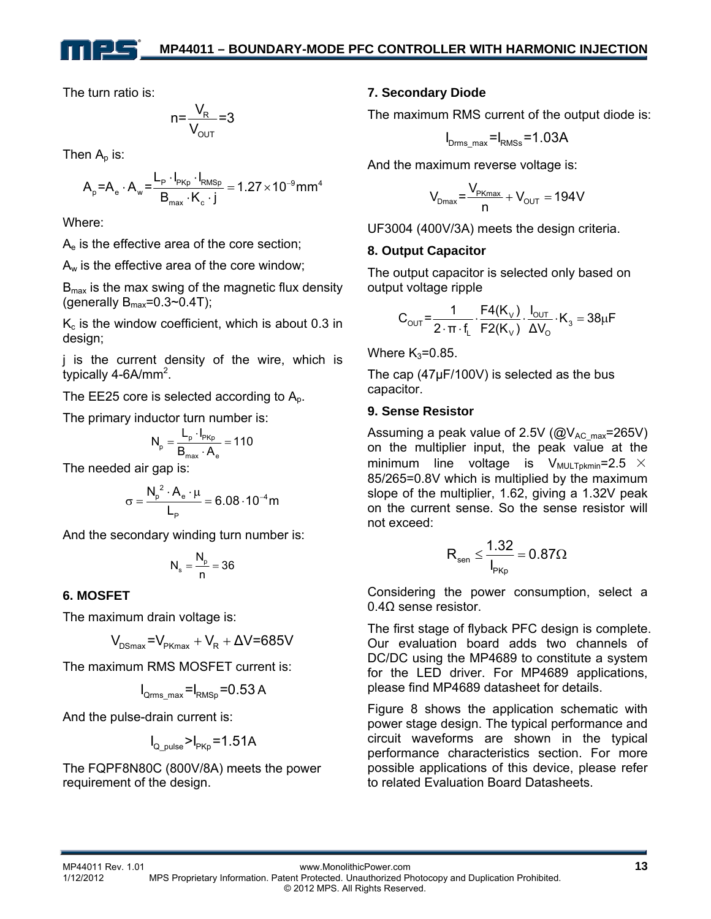The turn ratio is:

$$n=\frac{V_R}{V_{OUT}}=3$$

Then $A_p$ is:

$$A_p=A_e\cdot A_w=\frac{L_P\cdot I_{PKp}\cdot I_{RMSp}}{B_{max}\cdot K_c\cdot j}=1.27\times 10^{-9}mm^4$$

Where:

$A_e$ is the effective area of the core section;

$A_w$ is the effective area of the core window;

$B_{max}$ is the max swing of the magnetic flux density (generally $B_{max}$=0.3~0.4T);

$K_c$ is the window coefficient, which is about 0.3 in design;

j is the current density of the wire, which is typically 4-6A/mm[2].

The EE25 core is selected according to $A_p$.

The primary inductor turn number is:

$$N_p=\frac{L_p\cdot I_{PKp}}{B_{max}\cdot A_e}=110$$

The needed air gap is:

$$\sigma=\frac{N_p^{\ 2}\cdot A_e\cdot \mu}{L_P}=6.08\cdot 10^{-4}m$$

And the secondary winding turn number is:

$$N_s=\frac{N_p}{n}=36$$

### 6. MOSFET

The maximum drain voltage is:

$$V_{DSmax}=V_{PKmax}+V_R+\Delta V=685V$$

The maximum RMS MOSFET current is:

$$I_{Qrms\_max}=I_{RMSp}=0.53\,A$$

And the pulse-drain current is:

$$I_{Q\_pulse}>I_{PKp}=1.51A$$

The FQPF8N80C (800V/8A) meets the power requirement of the design.

### 7. Secondary Diode

The maximum RMS current of the output diode is:

$$I_{Drms\_max}=I_{RMSs}=1.03A$$

And the maximum reverse voltage is:

$$V_{Dmax}=\frac{V_{PKmax}}{n}+V_{OUT}=194V$$

UF3004 (400V/3A) meets the design criteria.

### 8. Output Capacitor

The output capacitor is selected only based on output voltage ripple

$$C_{OUT}=\frac{1}{2\cdot\pi\cdot f_L}\cdot\frac{F4(K_V)}{F2(K_V)}\cdot\frac{I_{OUT}}{\Delta V_O}\cdot K_3=38\mu F$$

Where $K_3$=0.85.

The cap (47μF/100V) is selected as the bus capacitor.

### 9. Sense Resistor

Assuming a peak value of 2.5V (@$V_{AC\_max}$=265V) on the multiplier input, the peak value at the minimum line voltage is $V_{MULTpkmin}$=2.5 × 85/265=0.8V which is multiplied by the maximum slope of the multiplier, 1.62, giving a 1.32V peak on the current sense. So the sense resistor will not exceed:

$$R_{sen}\leq\frac{1.32}{I_{PKp}}=0.87\Omega$$

Considering the power consumption, select a 0.4Ω sense resistor.

The first stage of flyback PFC design is complete. Our evaluation board adds two channels of DC/DC using the MP4689 to constitute a system for the LED driver. For MP4689 applications, please find MP4689 datasheet for details.

Figure 8 shows the application schematic with power stage design. The typical performance and circuit waveforms are shown in the typical performance characteristics section. For more possible applications of this device, please refer to related Evaluation Board Datasheets.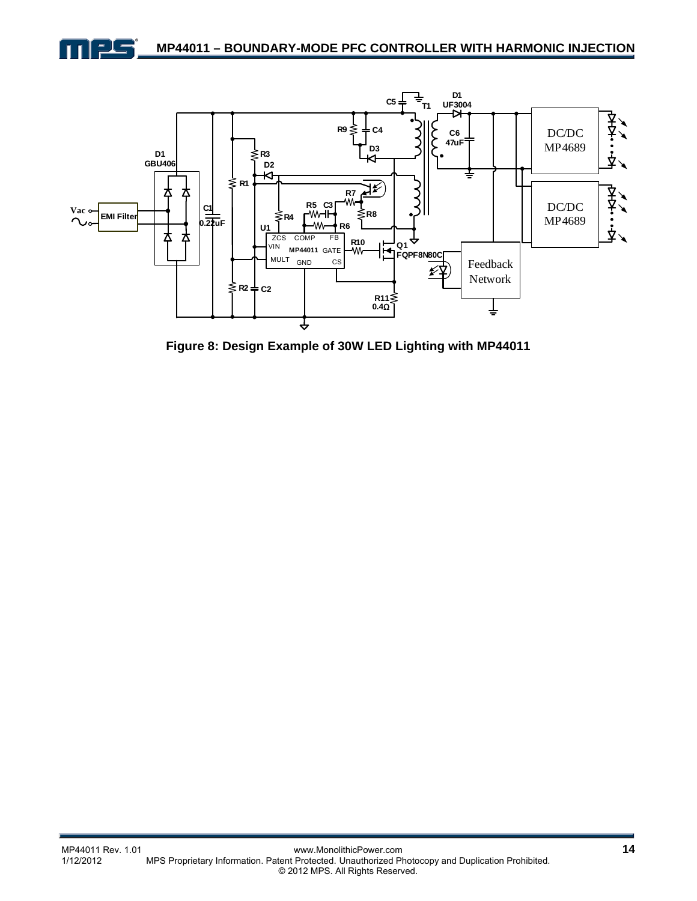**Figure 8: Design Example of 30W LED Lighting with MP44011**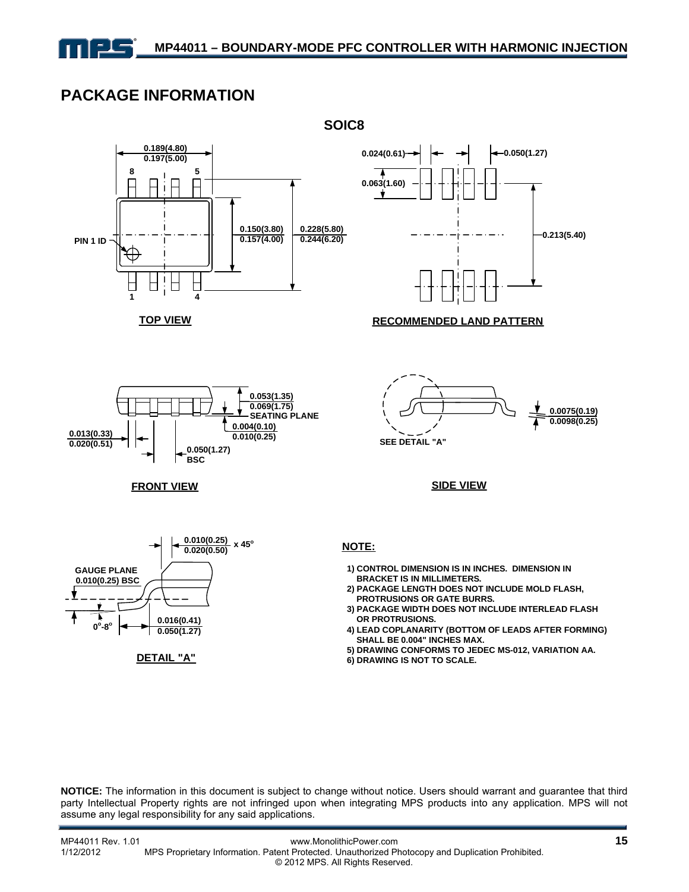# PACKAGE INFORMATION

## SOIC8

0.189(4.80)
0.197(5.00)

8 5

PIN 1 ID

1 4

0.150(3.80)
0.157(4.00)

0.228(5.80)
0.244(6.20)

**TOP VIEW**

0.024(0.61)
0.050(1.27)
0.063(1.60)
0.213(5.40)

**RECOMMENDED LAND PATTERN**

0.053(1.35)
0.069(1.75)
SEATING PLANE
0.004(0.10)
0.010(0.25)
0.013(0.33)
0.020(0.51)
0.050(1.27)
BSC

**FRONT VIEW**

SEE DETAIL "A"
0.0075(0.19)
0.0098(0.25)

**SIDE VIEW**

0.010(0.25)
0.020(0.50) x 45°

GAUGE PLANE
0.010(0.25) BSC

0°-8°

0.016(0.41)
0.050(1.27)

**DETAIL "A"**

**NOTE:**

1) CONTROL DIMENSION IS IN INCHES. DIMENSION IN BRACKET IS IN MILLIMETERS.
2) PACKAGE LENGTH DOES NOT INCLUDE MOLD FLASH, PROTRUSIONS OR GATE BURRS.
3) PACKAGE WIDTH DOES NOT INCLUDE INTERLEAD FLASH OR PROTRUSIONS.
4) LEAD COPLANARITY (BOTTOM OF LEADS AFTER FORMING) SHALL BE 0.004" INCHES MAX.
5) DRAWING CONFORMS TO JEDEC MS-012, VARIATION AA.
6) DRAWING IS NOT TO SCALE.

**NOTICE:** The information in this document is subject to change without notice. Users should warrant and guarantee that third party Intellectual Property rights are not infringed upon when integrating MPS products into any application. MPS will not assume any legal responsibility for any said applications.